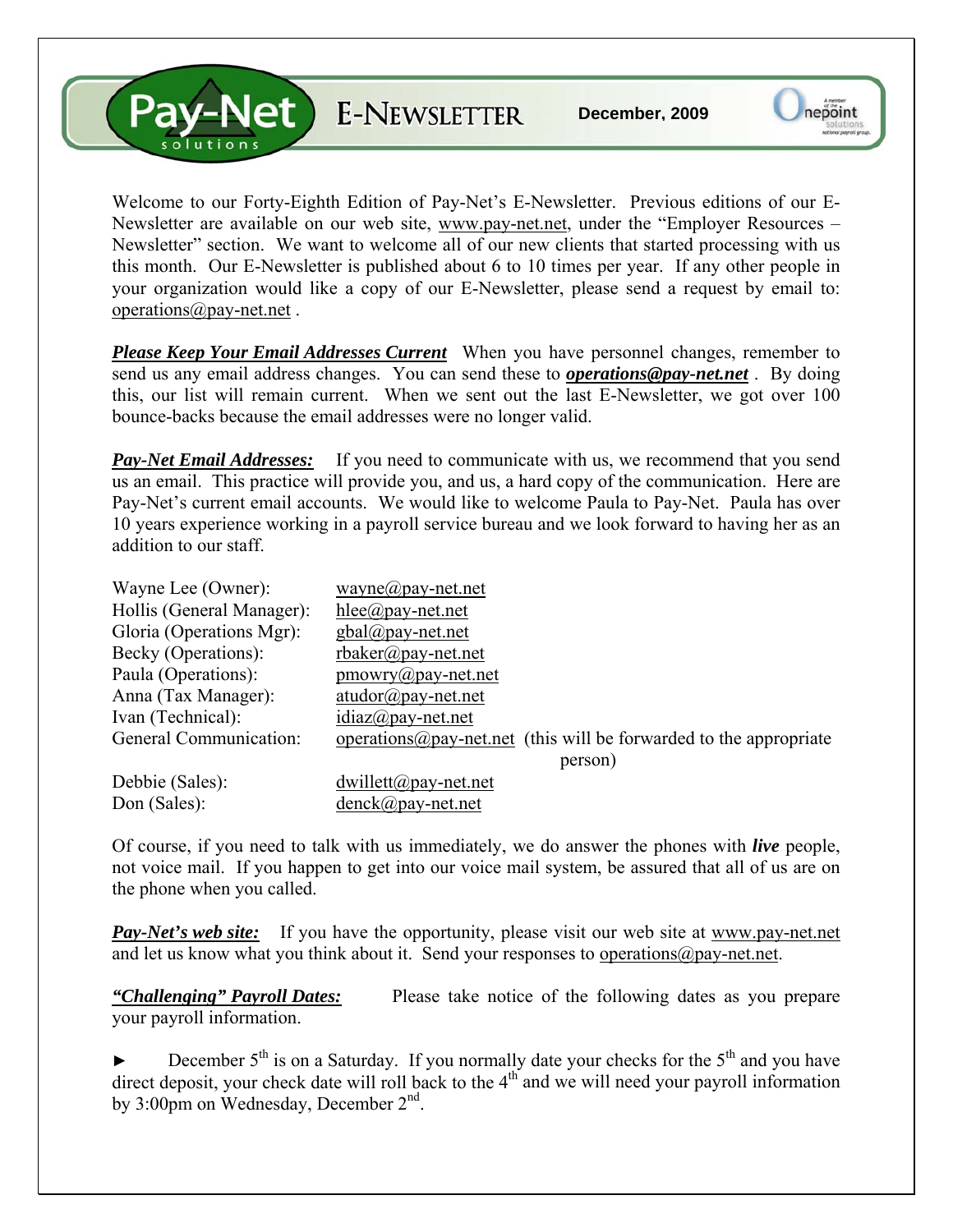# Pay-Net solutions E-NEWSLETTER

**December, 2009**

Welcome to our Forty-Eighth Edition of Pay-Net's E-Newsletter. Previous editions of our E-Newsletter are available on our web site, www.pay-net.net, under the "Employer Resources – Newsletter" section. We want to welcome all of our new clients that started processing with us this month. Our E-Newsletter is published about 6 to 10 times per year. If any other people in your organization would like a copy of our E-Newsletter, please send a request by email to: operations@pay-net.net .

***Please Keep Your Email Addresses Current*** When you have personnel changes, remember to send us any email address changes. You can send these to ***operations@pay-net.net*** . By doing this, our list will remain current. When we sent out the last E-Newsletter, we got over 100 bounce-backs because the email addresses were no longer valid.

***Pay-Net Email Addresses:*** If you need to communicate with us, we recommend that you send us an email. This practice will provide you, and us, a hard copy of the communication. Here are Pay-Net's current email accounts. We would like to welcome Paula to Pay-Net. Paula has over 10 years experience working in a payroll service bureau and we look forward to having her as an addition to our staff.

| | |
|---|---|
| Wayne Lee (Owner): | wayne@pay-net.net |
| Hollis (General Manager): | hlee@pay-net.net |
| Gloria (Operations Mgr): | gbal@pay-net.net |
| Becky (Operations): | rbaker@pay-net.net |
| Paula (Operations): | pmowry@pay-net.net |
| Anna (Tax Manager): | atudor@pay-net.net |
| Ivan (Technical): | idiaz@pay-net.net |
| General Communication: | operations@pay-net.net (this will be forwarded to the appropriate person) |
| Debbie (Sales): | dwillett@pay-net.net |
| Don (Sales): | denck@pay-net.net |

Of course, if you need to talk with us immediately, we do answer the phones with ***live*** people, not voice mail. If you happen to get into our voice mail system, be assured that all of us are on the phone when you called.

***Pay-Net's web site:*** If you have the opportunity, please visit our web site at www.pay-net.net and let us know what you think about it. Send your responses to operations@pay-net.net.

***"Challenging" Payroll Dates:*** Please take notice of the following dates as you prepare your payroll information.

► December 5th is on a Saturday. If you normally date your checks for the 5th and you have direct deposit, your check date will roll back to the 4th and we will need your payroll information by 3:00pm on Wednesday, December 2nd.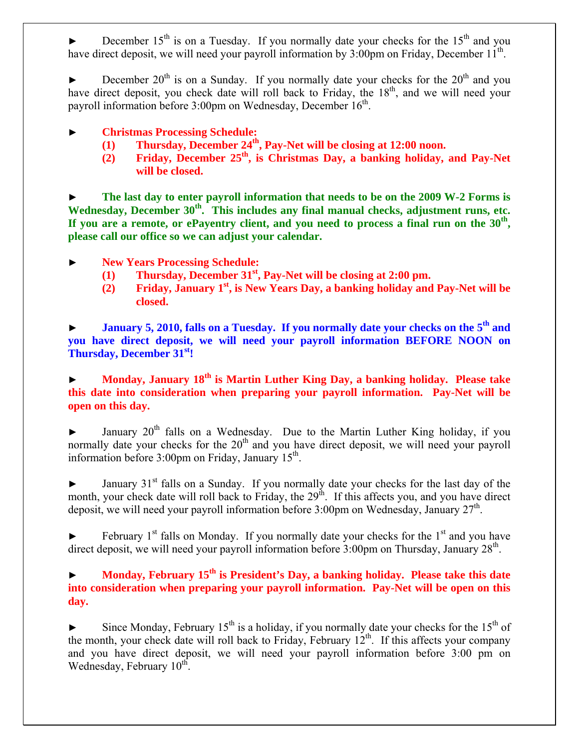► December 15th is on a Tuesday. If you normally date your checks for the 15th and you have direct deposit, we will need your payroll information by 3:00pm on Friday, December 11th.

► December 20th is on a Sunday. If you normally date your checks for the 20th and you have direct deposit, you check date will roll back to Friday, the 18th, and we will need your payroll information before 3:00pm on Wednesday, December 16th.

► **Christmas Processing Schedule:**

**(1) Thursday, December 24th, Pay-Net will be closing at 12:00 noon.**

**(2) Friday, December 25th, is Christmas Day, a banking holiday, and Pay-Net will be closed.**

► **The last day to enter payroll information that needs to be on the 2009 W-2 Forms is Wednesday, December 30th. This includes any final manual checks, adjustment runs, etc. If you are a remote, or ePayentry client, and you need to process a final run on the 30th, please call our office so we can adjust your calendar.**

► **New Years Processing Schedule:**

**(1) Thursday, December 31st, Pay-Net will be closing at 2:00 pm.**

**(2) Friday, January 1st, is New Years Day, a banking holiday and Pay-Net will be closed.**

► **January 5, 2010, falls on a Tuesday. If you normally date your checks on the 5th and you have direct deposit, we will need your payroll information BEFORE NOON on Thursday, December 31st!**

► **Monday, January 18th is Martin Luther King Day, a banking holiday. Please take this date into consideration when preparing your payroll information. Pay-Net will be open on this day.**

► January 20th falls on a Wednesday. Due to the Martin Luther King holiday, if you normally date your checks for the 20th and you have direct deposit, we will need your payroll information before 3:00pm on Friday, January 15th.

► January 31st falls on a Sunday. If you normally date your checks for the last day of the month, your check date will roll back to Friday, the 29th. If this affects you, and you have direct deposit, we will need your payroll information before 3:00pm on Wednesday, January 27th.

► February 1st falls on Monday. If you normally date your checks for the 1st and you have direct deposit, we will need your payroll information before 3:00pm on Thursday, January 28th.

► **Monday, February 15th is President's Day, a banking holiday. Please take this date into consideration when preparing your payroll information. Pay-Net will be open on this day.**

► Since Monday, February 15th is a holiday, if you normally date your checks for the 15th of the month, your check date will roll back to Friday, February 12th. If this affects your company and you have direct deposit, we will need your payroll information before 3:00 pm on Wednesday, February 10th.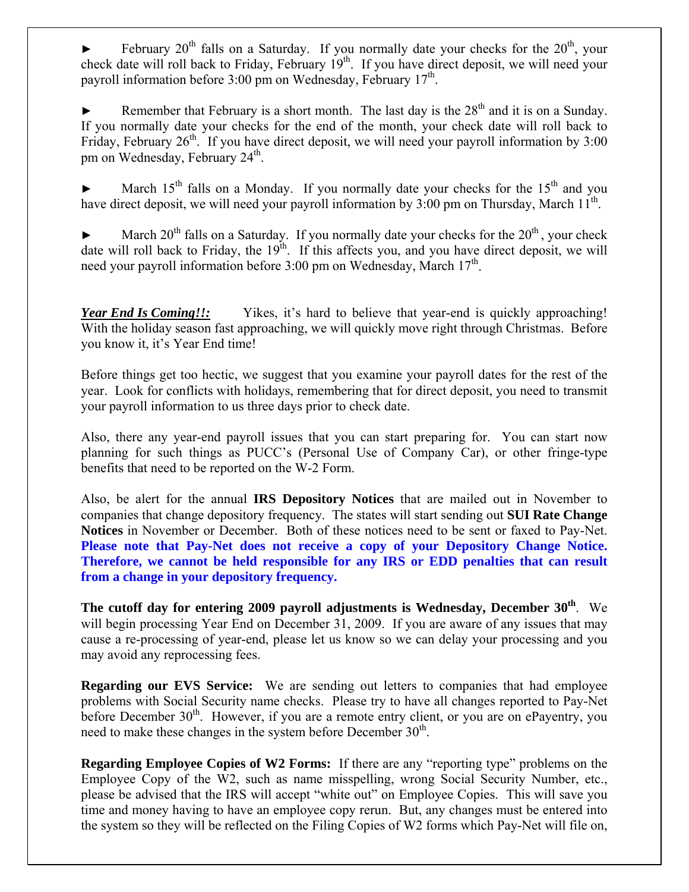► February 20th falls on a Saturday. If you normally date your checks for the 20th, your check date will roll back to Friday, February 19th. If you have direct deposit, we will need your payroll information before 3:00 pm on Wednesday, February 17th.

► Remember that February is a short month. The last day is the 28th and it is on a Sunday. If you normally date your checks for the end of the month, your check date will roll back to Friday, February 26th. If you have direct deposit, we will need your payroll information by 3:00 pm on Wednesday, February 24th.

► March 15th falls on a Monday. If you normally date your checks for the 15th and you have direct deposit, we will need your payroll information by 3:00 pm on Thursday, March 11th.

► March 20th falls on a Saturday. If you normally date your checks for the 20th, your check date will roll back to Friday, the 19th. If this affects you, and you have direct deposit, we will need your payroll information before 3:00 pm on Wednesday, March 17th.

***Year End Is Coming!!:*** Yikes, it's hard to believe that year-end is quickly approaching! With the holiday season fast approaching, we will quickly move right through Christmas. Before you know it, it's Year End time!

Before things get too hectic, we suggest that you examine your payroll dates for the rest of the year. Look for conflicts with holidays, remembering that for direct deposit, you need to transmit your payroll information to us three days prior to check date.

Also, there any year-end payroll issues that you can start preparing for. You can start now planning for such things as PUCC's (Personal Use of Company Car), or other fringe-type benefits that need to be reported on the W-2 Form.

Also, be alert for the annual **IRS Depository Notices** that are mailed out in November to companies that change depository frequency. The states will start sending out **SUI Rate Change Notices** in November or December. Both of these notices need to be sent or faxed to Pay-Net. **Please note that Pay-Net does not receive a copy of your Depository Change Notice. Therefore, we cannot be held responsible for any IRS or EDD penalties that can result from a change in your depository frequency.**

**The cutoff day for entering 2009 payroll adjustments is Wednesday, December 30th**. We will begin processing Year End on December 31, 2009. If you are aware of any issues that may cause a re-processing of year-end, please let us know so we can delay your processing and you may avoid any reprocessing fees.

**Regarding our EVS Service:** We are sending out letters to companies that had employee problems with Social Security name checks. Please try to have all changes reported to Pay-Net before December 30th. However, if you are a remote entry client, or you are on ePayentry, you need to make these changes in the system before December 30th.

**Regarding Employee Copies of W2 Forms:** If there are any "reporting type" problems on the Employee Copy of the W2, such as name misspelling, wrong Social Security Number, etc., please be advised that the IRS will accept "white out" on Employee Copies. This will save you time and money having to have an employee copy rerun. But, any changes must be entered into the system so they will be reflected on the Filing Copies of W2 forms which Pay-Net will file on,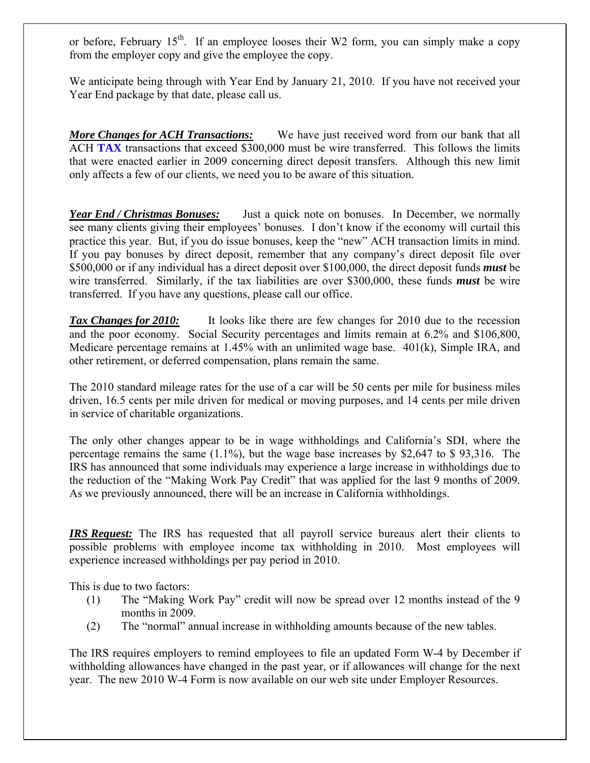or before, February 15th. If an employee looses their W2 form, you can simply make a copy from the employer copy and give the employee the copy.

We anticipate being through with Year End by January 21, 2010. If you have not received your Year End package by that date, please call us.

***More Changes for ACH Transactions:*** We have just received word from our bank that all ACH **TAX** transactions that exceed $300,000 must be wire transferred. This follows the limits that were enacted earlier in 2009 concerning direct deposit transfers. Although this new limit only affects a few of our clients, we need you to be aware of this situation.

***Year End / Christmas Bonuses:*** Just a quick note on bonuses. In December, we normally see many clients giving their employees' bonuses. I don't know if the economy will curtail this practice this year. But, if you do issue bonuses, keep the "new" ACH transaction limits in mind. If you pay bonuses by direct deposit, remember that any company's direct deposit file over $500,000 or if any individual has a direct deposit over $100,000, the direct deposit funds ***must*** be wire transferred. Similarly, if the tax liabilities are over $300,000, these funds ***must*** be wire transferred. If you have any questions, please call our office.

***Tax Changes for 2010:*** It looks like there are few changes for 2010 due to the recession and the poor economy. Social Security percentages and limits remain at 6.2% and $106,800, Medicare percentage remains at 1.45% with an unlimited wage base. 401(k), Simple IRA, and other retirement, or deferred compensation, plans remain the same.

The 2010 standard mileage rates for the use of a car will be 50 cents per mile for business miles driven, 16.5 cents per mile driven for medical or moving purposes, and 14 cents per mile driven in service of charitable organizations.

The only other changes appear to be in wage withholdings and California's SDI, where the percentage remains the same (1.1%), but the wage base increases by $2,647 to $ 93,316. The IRS has announced that some individuals may experience a large increase in withholdings due to the reduction of the "Making Work Pay Credit" that was applied for the last 9 months of 2009. As we previously announced, there will be an increase in California withholdings.

***IRS Request:*** The IRS has requested that all payroll service bureaus alert their clients to possible problems with employee income tax withholding in 2010. Most employees will experience increased withholdings per pay period in 2010.

This is due to two factors:

(1) The "Making Work Pay" credit will now be spread over 12 months instead of the 9 months in 2009.

(2) The "normal" annual increase in withholding amounts because of the new tables.

The IRS requires employers to remind employees to file an updated Form W-4 by December if withholding allowances have changed in the past year, or if allowances will change for the next year. The new 2010 W-4 Form is now available on our web site under Employer Resources.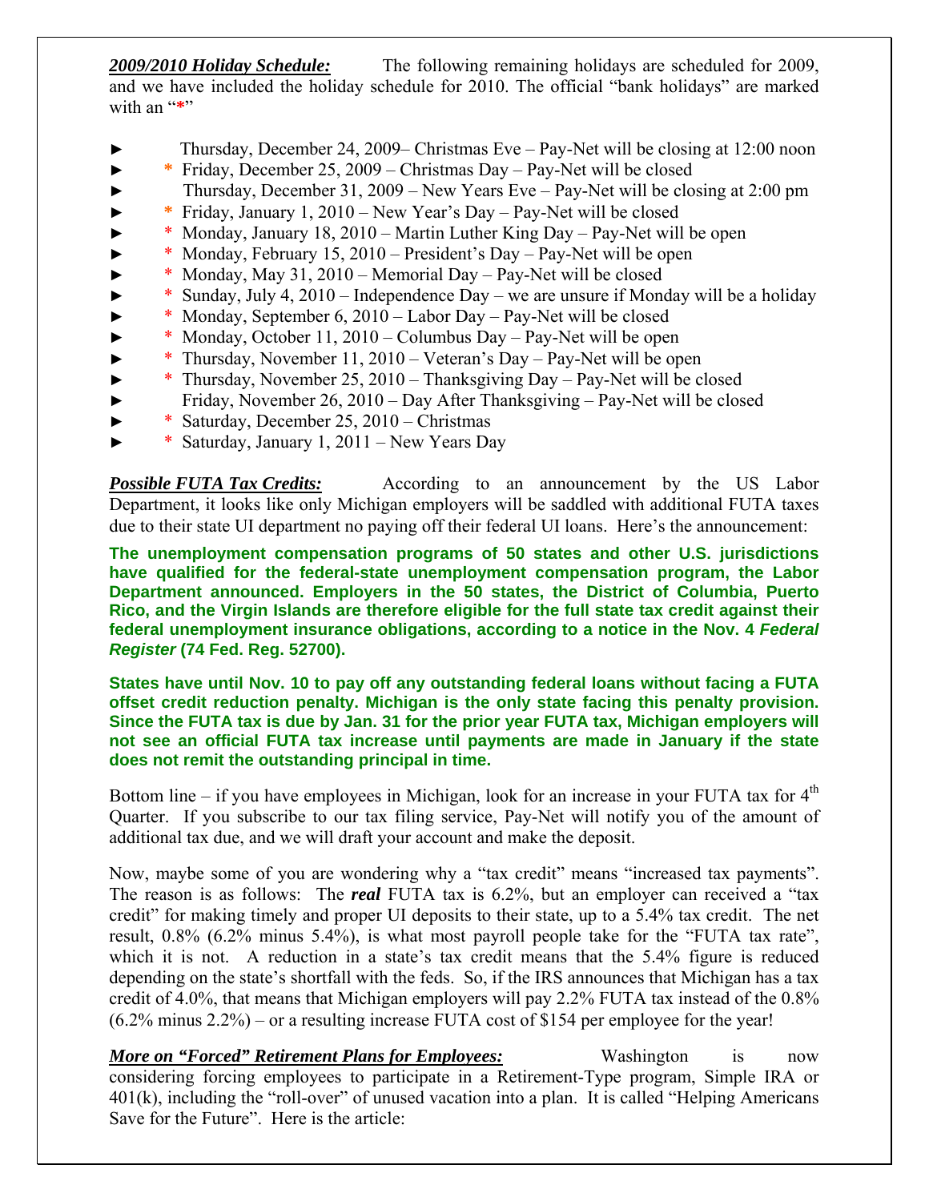***2009/2010 Holiday Schedule:*** The following remaining holidays are scheduled for 2009, and we have included the holiday schedule for 2010. The official "bank holidays" are marked with an "*"

- ► Thursday, December 24, 2009– Christmas Eve – Pay-Net will be closing at 12:00 noon
- ► * Friday, December 25, 2009 – Christmas Day – Pay-Net will be closed
- ► Thursday, December 31, 2009 – New Years Eve – Pay-Net will be closing at 2:00 pm
- ► * Friday, January 1, 2010 – New Year's Day – Pay-Net will be closed
- ► * Monday, January 18, 2010 – Martin Luther King Day – Pay-Net will be open
- ► * Monday, February 15, 2010 – President's Day – Pay-Net will be open
- ► * Monday, May 31, 2010 – Memorial Day – Pay-Net will be closed
- ► * Sunday, July 4, 2010 – Independence Day – we are unsure if Monday will be a holiday
- ► * Monday, September 6, 2010 – Labor Day – Pay-Net will be closed
- ► * Monday, October 11, 2010 – Columbus Day – Pay-Net will be open
- ► * Thursday, November 11, 2010 – Veteran's Day – Pay-Net will be open
- ► * Thursday, November 25, 2010 – Thanksgiving Day – Pay-Net will be closed
- ► Friday, November 26, 2010 – Day After Thanksgiving – Pay-Net will be closed
- ► * Saturday, December 25, 2010 – Christmas
- ► * Saturday, January 1, 2011 – New Years Day

***Possible FUTA Tax Credits:*** According to an announcement by the US Labor Department, it looks like only Michigan employers will be saddled with additional FUTA taxes due to their state UI department no paying off their federal UI loans. Here's the announcement:

**The unemployment compensation programs of 50 states and other U.S. jurisdictions have qualified for the federal-state unemployment compensation program, the Labor Department announced. Employers in the 50 states, the District of Columbia, Puerto Rico, and the Virgin Islands are therefore eligible for the full state tax credit against their federal unemployment insurance obligations, according to a notice in the Nov. 4 *Federal Register* (74 Fed. Reg. 52700).**

**States have until Nov. 10 to pay off any outstanding federal loans without facing a FUTA offset credit reduction penalty. Michigan is the only state facing this penalty provision. Since the FUTA tax is due by Jan. 31 for the prior year FUTA tax, Michigan employers will not see an official FUTA tax increase until payments are made in January if the state does not remit the outstanding principal in time.**

Bottom line – if you have employees in Michigan, look for an increase in your FUTA tax for 4th Quarter. If you subscribe to our tax filing service, Pay-Net will notify you of the amount of additional tax due, and we will draft your account and make the deposit.

Now, maybe some of you are wondering why a "tax credit" means "increased tax payments". The reason is as follows: The ***real*** FUTA tax is 6.2%, but an employer can received a "tax credit" for making timely and proper UI deposits to their state, up to a 5.4% tax credit. The net result, 0.8% (6.2% minus 5.4%), is what most payroll people take for the "FUTA tax rate", which it is not. A reduction in a state's tax credit means that the 5.4% figure is reduced depending on the state's shortfall with the feds. So, if the IRS announces that Michigan has a tax credit of 4.0%, that means that Michigan employers will pay 2.2% FUTA tax instead of the 0.8% (6.2% minus 2.2%) – or a resulting increase FUTA cost of $154 per employee for the year!

***More on "Forced" Retirement Plans for Employees:*** Washington is now considering forcing employees to participate in a Retirement-Type program, Simple IRA or 401(k), including the "roll-over" of unused vacation into a plan. It is called "Helping Americans Save for the Future". Here is the article: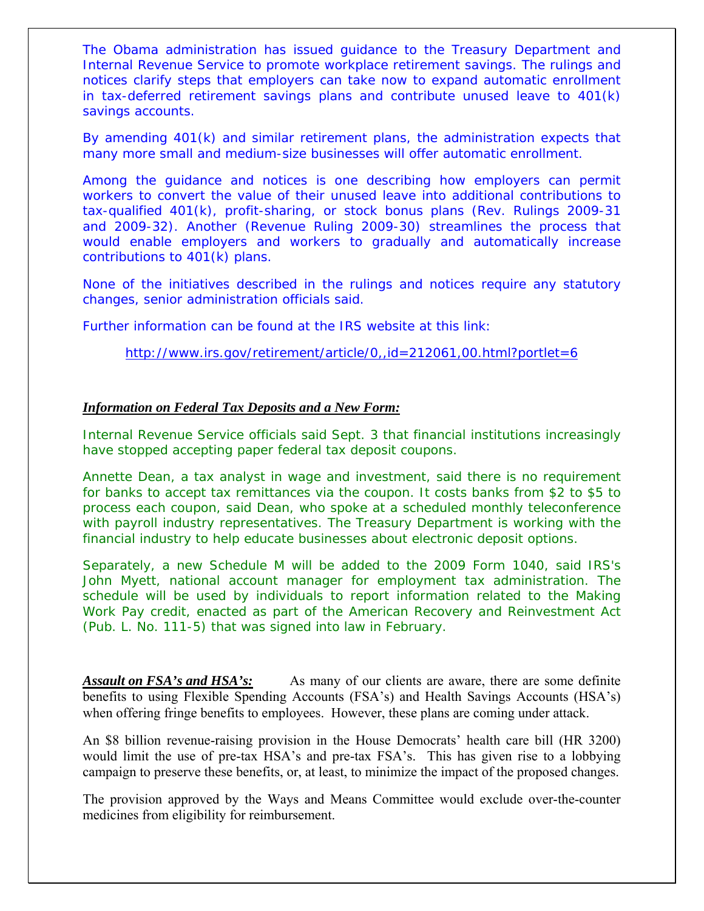The Obama administration has issued guidance to the Treasury Department and Internal Revenue Service to promote workplace retirement savings. The rulings and notices clarify steps that employers can take now to expand automatic enrollment in tax-deferred retirement savings plans and contribute unused leave to 401(k) savings accounts.

By amending 401(k) and similar retirement plans, the administration expects that many more small and medium-size businesses will offer automatic enrollment.

Among the guidance and notices is one describing how employers can permit workers to convert the value of their unused leave into additional contributions to tax-qualified 401(k), profit-sharing, or stock bonus plans (Rev. Rulings 2009-31 and 2009-32). Another (Revenue Ruling 2009-30) streamlines the process that would enable employers and workers to gradually and automatically increase contributions to 401(k) plans.

None of the initiatives described in the rulings and notices require any statutory changes, senior administration officials said.

Further information can be found at the IRS website at this link:

http://www.irs.gov/retirement/article/0,,id=212061,00.html?portlet=6

***Information on Federal Tax Deposits and a New Form:***

Internal Revenue Service officials said Sept. 3 that financial institutions increasingly have stopped accepting paper federal tax deposit coupons.

Annette Dean, a tax analyst in wage and investment, said there is no requirement for banks to accept tax remittances via the coupon. It costs banks from $2 to $5 to process each coupon, said Dean, who spoke at a scheduled monthly teleconference with payroll industry representatives. The Treasury Department is working with the financial industry to help educate businesses about electronic deposit options.

Separately, a new Schedule M will be added to the 2009 Form 1040, said IRS's John Myett, national account manager for employment tax administration. The schedule will be used by individuals to report information related to the Making Work Pay credit, enacted as part of the American Recovery and Reinvestment Act (Pub. L. No. 111-5) that was signed into law in February.

***Assault on FSA's and HSA's:*** As many of our clients are aware, there are some definite benefits to using Flexible Spending Accounts (FSA's) and Health Savings Accounts (HSA's) when offering fringe benefits to employees. However, these plans are coming under attack.

An $8 billion revenue-raising provision in the House Democrats' health care bill (HR 3200) would limit the use of pre-tax HSA's and pre-tax FSA's. This has given rise to a lobbying campaign to preserve these benefits, or, at least, to minimize the impact of the proposed changes.

The provision approved by the Ways and Means Committee would exclude over-the-counter medicines from eligibility for reimbursement.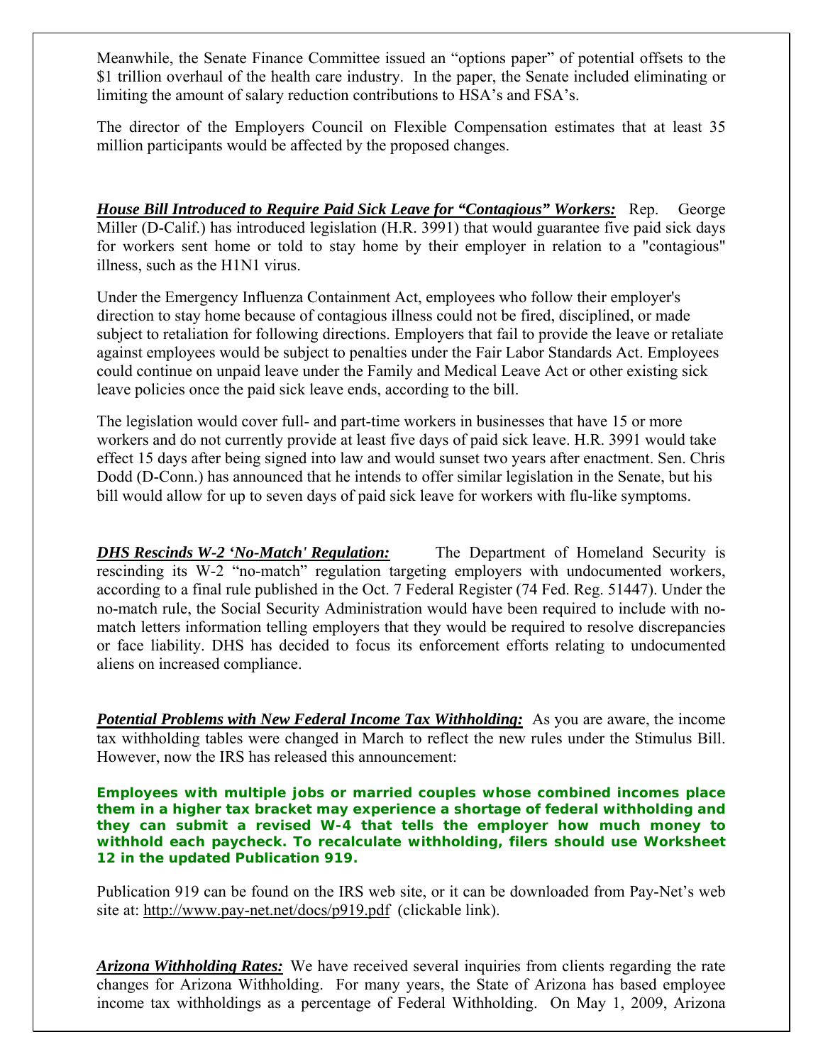Meanwhile, the Senate Finance Committee issued an "options paper" of potential offsets to the $1 trillion overhaul of the health care industry. In the paper, the Senate included eliminating or limiting the amount of salary reduction contributions to HSA's and FSA's.

The director of the Employers Council on Flexible Compensation estimates that at least 35 million participants would be affected by the proposed changes.

***House Bill Introduced to Require Paid Sick Leave for "Contagious" Workers:*** Rep. George Miller (D-Calif.) has introduced legislation (H.R. 3991) that would guarantee five paid sick days for workers sent home or told to stay home by their employer in relation to a "contagious" illness, such as the H1N1 virus.

Under the Emergency Influenza Containment Act, employees who follow their employer's direction to stay home because of contagious illness could not be fired, disciplined, or made subject to retaliation for following directions. Employers that fail to provide the leave or retaliate against employees would be subject to penalties under the Fair Labor Standards Act. Employees could continue on unpaid leave under the Family and Medical Leave Act or other existing sick leave policies once the paid sick leave ends, according to the bill.

The legislation would cover full- and part-time workers in businesses that have 15 or more workers and do not currently provide at least five days of paid sick leave. H.R. 3991 would take effect 15 days after being signed into law and would sunset two years after enactment. Sen. Chris Dodd (D-Conn.) has announced that he intends to offer similar legislation in the Senate, but his bill would allow for up to seven days of paid sick leave for workers with flu-like symptoms.

***DHS Rescinds W-2 'No-Match' Regulation:*** The Department of Homeland Security is rescinding its W-2 "no-match" regulation targeting employers with undocumented workers, according to a final rule published in the Oct. 7 Federal Register (74 Fed. Reg. 51447). Under the no-match rule, the Social Security Administration would have been required to include with no-match letters information telling employers that they would be required to resolve discrepancies or face liability. DHS has decided to focus its enforcement efforts relating to undocumented aliens on increased compliance.

***Potential Problems with New Federal Income Tax Withholding:*** As you are aware, the income tax withholding tables were changed in March to reflect the new rules under the Stimulus Bill. However, now the IRS has released this announcement:

**Employees with multiple jobs or married couples whose combined incomes place them in a higher tax bracket may experience a shortage of federal withholding and they can submit a revised W-4 that tells the employer how much money to withhold each paycheck. To recalculate withholding, filers should use Worksheet 12 in the updated Publication 919.**

Publication 919 can be found on the IRS web site, or it can be downloaded from Pay-Net's web site at: http://www.pay-net.net/docs/p919.pdf (clickable link).

***Arizona Withholding Rates:*** We have received several inquiries from clients regarding the rate changes for Arizona Withholding. For many years, the State of Arizona has based employee income tax withholdings as a percentage of Federal Withholding. On May 1, 2009, Arizona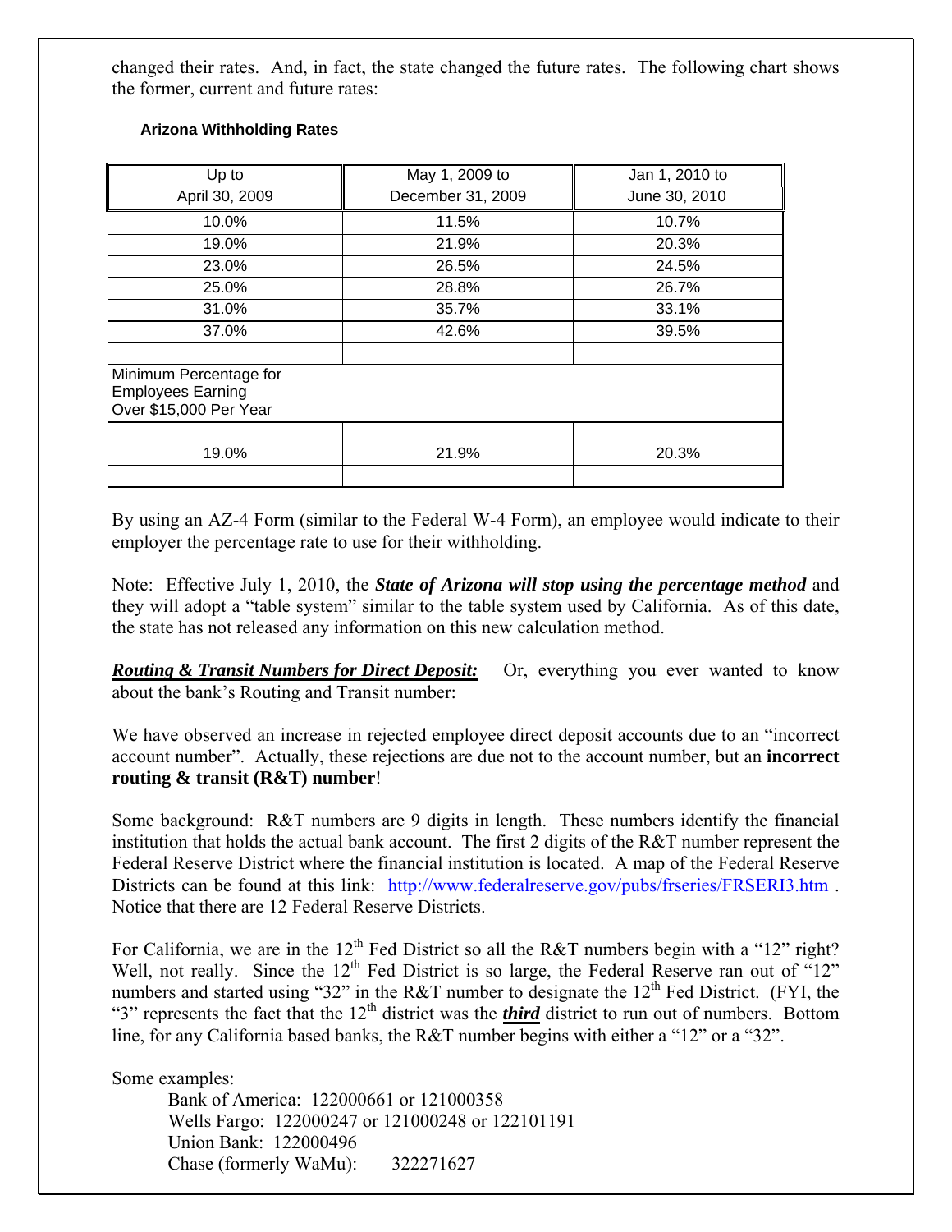changed their rates. And, in fact, the state changed the future rates. The following chart shows the former, current and future rates:

**Arizona Withholding Rates**

| Up to April 30, 2009 | May 1, 2009 to December 31, 2009 | Jan 1, 2010 to June 30, 2010 |
|---|---|---|
| 10.0% | 11.5% | 10.7% |
| 19.0% | 21.9% | 20.3% |
| 23.0% | 26.5% | 24.5% |
| 25.0% | 28.8% | 26.7% |
| 31.0% | 35.7% | 33.1% |
| 37.0% | 42.6% | 39.5% |
| | | |
| Minimum Percentage for Employees Earning Over $15,000 Per Year | | |
| | | |
| 19.0% | 21.9% | 20.3% |
| | | |

By using an AZ-4 Form (similar to the Federal W-4 Form), an employee would indicate to their employer the percentage rate to use for their withholding.

Note: Effective July 1, 2010, the ***State of Arizona will stop using the percentage method*** and they will adopt a "table system" similar to the table system used by California. As of this date, the state has not released any information on this new calculation method.

***Routing & Transit Numbers for Direct Deposit:*** Or, everything you ever wanted to know about the bank's Routing and Transit number:

We have observed an increase in rejected employee direct deposit accounts due to an "incorrect account number". Actually, these rejections are due not to the account number, but an **incorrect routing & transit (R&T) number**!

Some background: R&T numbers are 9 digits in length. These numbers identify the financial institution that holds the actual bank account. The first 2 digits of the R&T number represent the Federal Reserve District where the financial institution is located. A map of the Federal Reserve Districts can be found at this link: http://www.federalreserve.gov/pubs/frseries/FRSERI3.htm . Notice that there are 12 Federal Reserve Districts.

For California, we are in the 12th Fed District so all the R&T numbers begin with a "12" right? Well, not really. Since the 12th Fed District is so large, the Federal Reserve ran out of "12" numbers and started using "32" in the R&T number to designate the 12th Fed District. (FYI, the "3" represents the fact that the 12th district was the ***third*** district to run out of numbers. Bottom line, for any California based banks, the R&T number begins with either a "12" or a "32".

Some examples:

- Bank of America: 122000661 or 121000358
- Wells Fargo: 122000247 or 121000248 or 122101191
- Union Bank: 122000496
- Chase (formerly WaMu): 322271627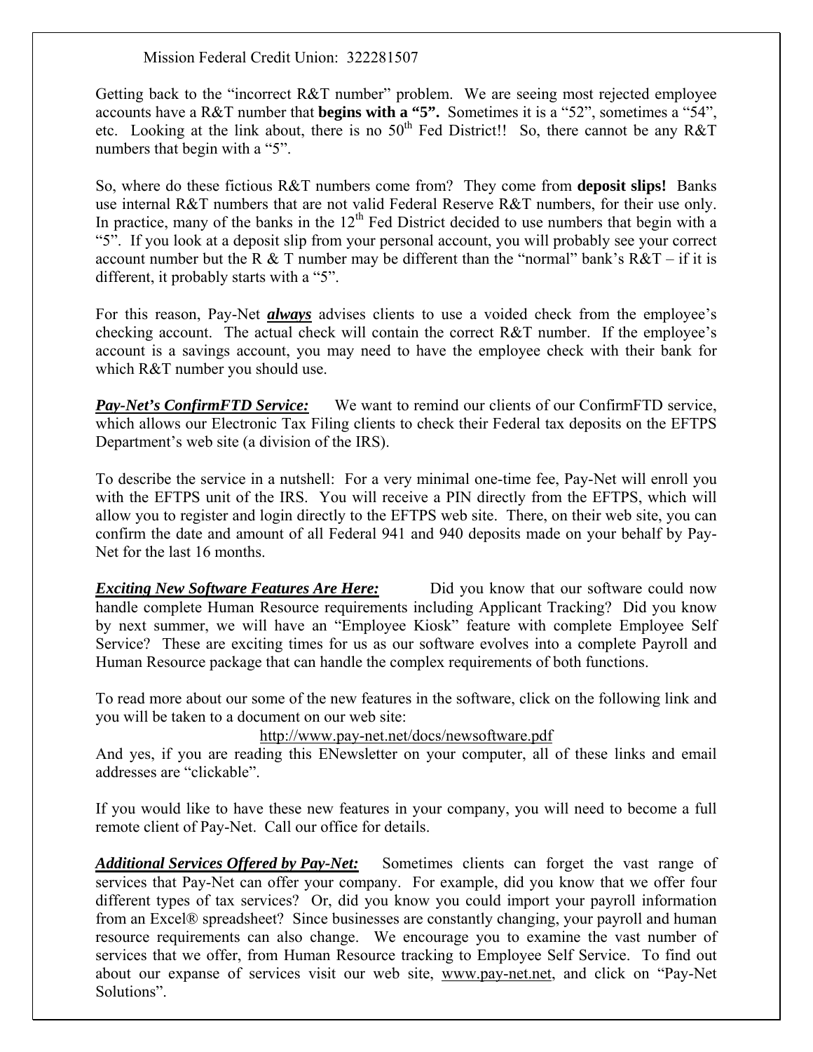Mission Federal Credit Union: 322281507

Getting back to the "incorrect R&T number" problem. We are seeing most rejected employee accounts have a R&T number that **begins with a "5".** Sometimes it is a "52", sometimes a "54", etc. Looking at the link about, there is no 50th Fed District!! So, there cannot be any R&T numbers that begin with a "5".

So, where do these fictious R&T numbers come from? They come from **deposit slips!** Banks use internal R&T numbers that are not valid Federal Reserve R&T numbers, for their use only. In practice, many of the banks in the 12th Fed District decided to use numbers that begin with a "5". If you look at a deposit slip from your personal account, you will probably see your correct account number but the R & T number may be different than the "normal" bank's R&T – if it is different, it probably starts with a "5".

For this reason, Pay-Net ***always*** advises clients to use a voided check from the employee's checking account. The actual check will contain the correct R&T number. If the employee's account is a savings account, you may need to have the employee check with their bank for which R&T number you should use.

***Pay-Net's ConfirmFTD Service:*** We want to remind our clients of our ConfirmFTD service, which allows our Electronic Tax Filing clients to check their Federal tax deposits on the EFTPS Department's web site (a division of the IRS).

To describe the service in a nutshell: For a very minimal one-time fee, Pay-Net will enroll you with the EFTPS unit of the IRS. You will receive a PIN directly from the EFTPS, which will allow you to register and login directly to the EFTPS web site. There, on their web site, you can confirm the date and amount of all Federal 941 and 940 deposits made on your behalf by Pay-Net for the last 16 months.

***Exciting New Software Features Are Here:*** Did you know that our software could now handle complete Human Resource requirements including Applicant Tracking? Did you know by next summer, we will have an "Employee Kiosk" feature with complete Employee Self Service? These are exciting times for us as our software evolves into a complete Payroll and Human Resource package that can handle the complex requirements of both functions.

To read more about our some of the new features in the software, click on the following link and you will be taken to a document on our web site:

http://www.pay-net.net/docs/newsoftware.pdf

And yes, if you are reading this ENewsletter on your computer, all of these links and email addresses are "clickable".

If you would like to have these new features in your company, you will need to become a full remote client of Pay-Net. Call our office for details.

***Additional Services Offered by Pay-Net:*** Sometimes clients can forget the vast range of services that Pay-Net can offer your company. For example, did you know that we offer four different types of tax services? Or, did you know you could import your payroll information from an Excel® spreadsheet? Since businesses are constantly changing, your payroll and human resource requirements can also change. We encourage you to examine the vast number of services that we offer, from Human Resource tracking to Employee Self Service. To find out about our expanse of services visit our web site, www.pay-net.net, and click on "Pay-Net Solutions".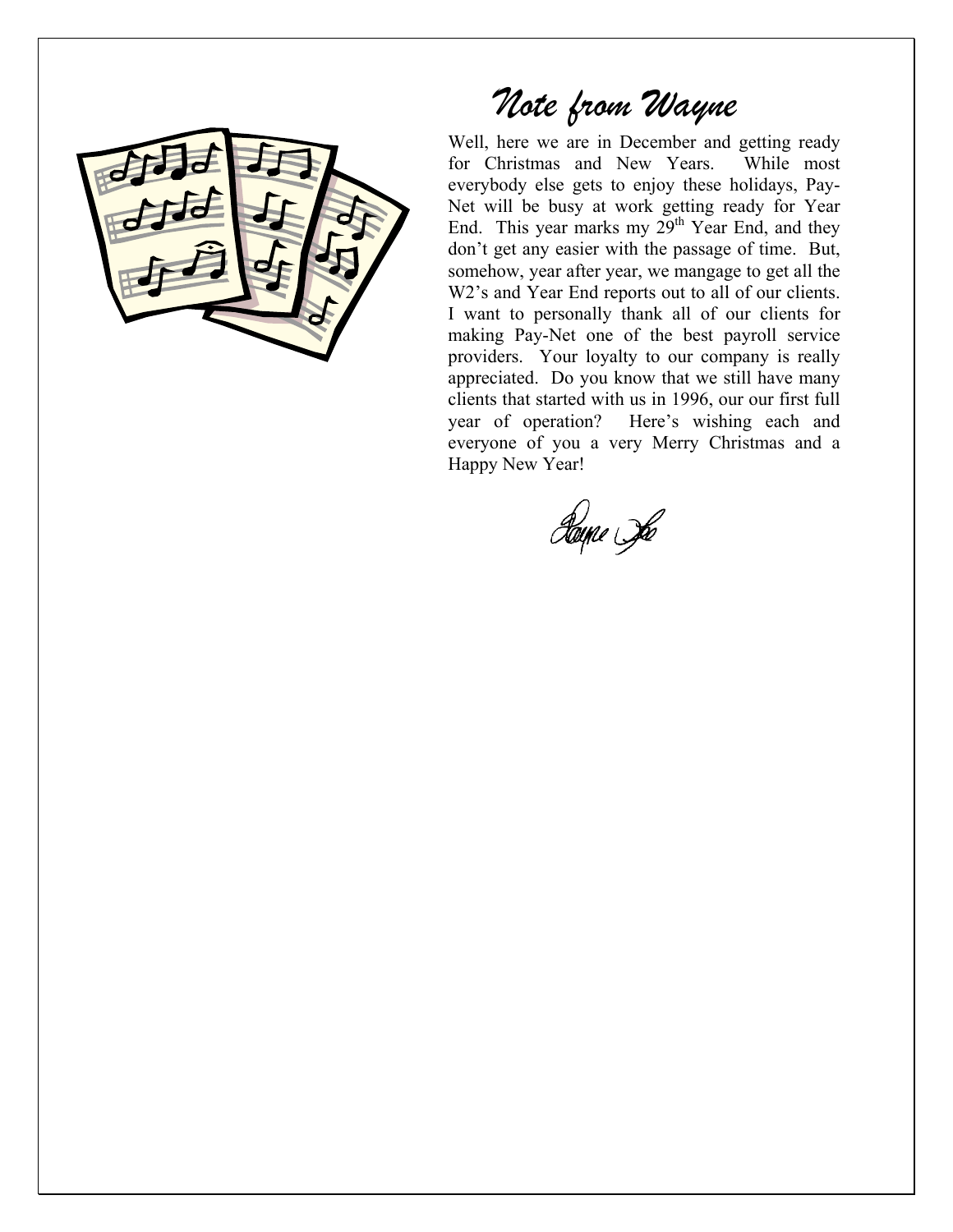# *Note from Wayne*

Well, here we are in December and getting ready for Christmas and New Years. While most everybody else gets to enjoy these holidays, Pay-Net will be busy at work getting ready for Year End. This year marks my 29th Year End, and they don't get any easier with the passage of time. But, somehow, year after year, we mangage to get all the W2's and Year End reports out to all of our clients. I want to personally thank all of our clients for making Pay-Net one of the best payroll service providers. Your loyalty to our company is really appreciated. Do you know that we still have many clients that started with us in 1996, our our first full year of operation? Here's wishing each and everyone of you a very Merry Christmas and a Happy New Year!